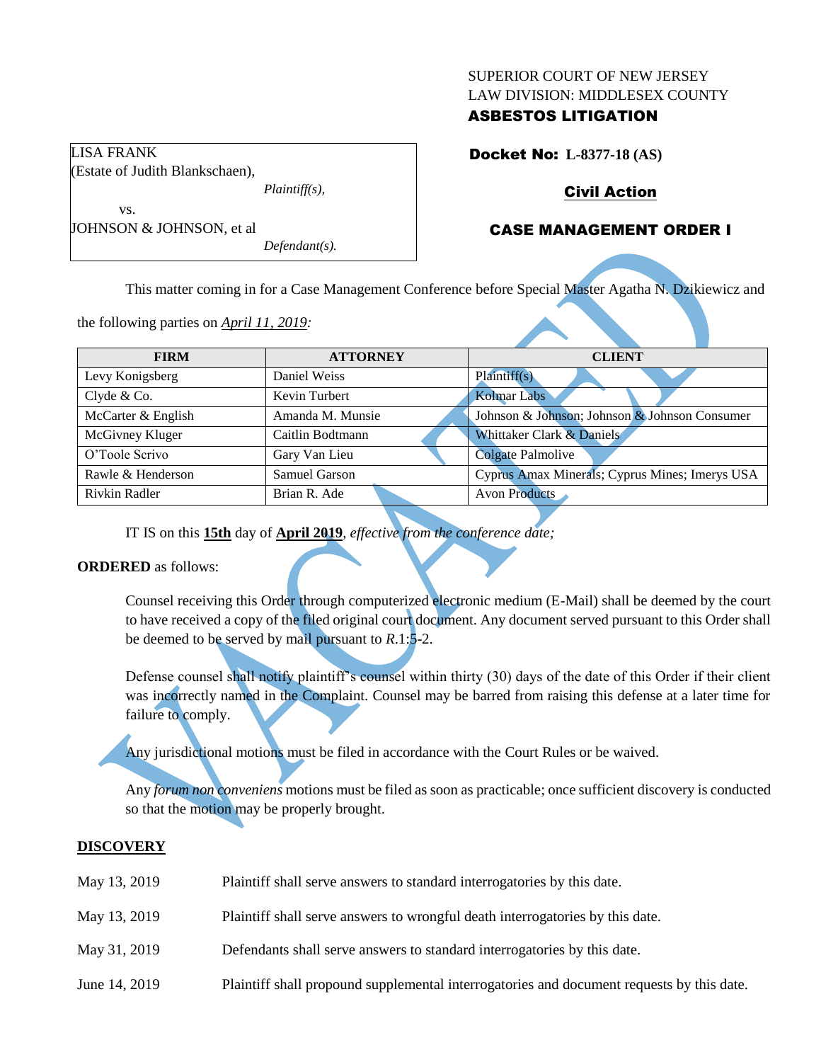SUPERIOR COURT OF NEW JERSEY
LAW DIVISION: MIDDLESEX COUNTY
**ASBESTOS LITIGATION**

| LISA FRANK (Estate of Judith Blankschaen), *Plaintiff(s),* vs. JOHNSON & JOHNSON, et al *Defendant(s).* |
|---|

**Docket No: L-8377-18 (AS)**

**Civil Action**

**CASE MANAGEMENT ORDER I**

VACATED

This matter coming in for a Case Management Conference before Special Master Agatha N. Dzikiewicz and the following parties on *April 11, 2019:*

| FIRM | ATTORNEY | CLIENT |
|---|---|---|
| Levy Konigsberg | Daniel Weiss | Plaintiff(s) |
| Clyde & Co. | Kevin Turbert | Kolmar Labs |
| McCarter & English | Amanda M. Munsie | Johnson & Johnson; Johnson & Johnson Consumer |
| McGivney Kluger | Caitlin Bodtmann | Whittaker Clark & Daniels |
| O'Toole Scrivo | Gary Van Lieu | Colgate Palmolive |
| Rawle & Henderson | Samuel Garson | Cyprus Amax Minerals; Cyprus Mines; Imerys USA |
| Rivkin Radler | Brian R. Ade | Avon Products |

IT IS on this **15th** day of **April 2019**, *effective from the conference date;*

**ORDERED** as follows:

Counsel receiving this Order through computerized electronic medium (E-Mail) shall be deemed by the court to have received a copy of the filed original court document. Any document served pursuant to this Order shall be deemed to be served by mail pursuant to *R*.1:5-2.

Defense counsel shall notify plaintiff's counsel within thirty (30) days of the date of this Order if their client was incorrectly named in the Complaint. Counsel may be barred from raising this defense at a later time for failure to comply.

Any jurisdictional motions must be filed in accordance with the Court Rules or be waived.

Any *forum non conveniens* motions must be filed as soon as practicable; once sufficient discovery is conducted so that the motion may be properly brought.

**DISCOVERY**

| | |
|---|---|
| May 13, 2019 | Plaintiff shall serve answers to standard interrogatories by this date. |
| May 13, 2019 | Plaintiff shall serve answers to wrongful death interrogatories by this date. |
| May 31, 2019 | Defendants shall serve answers to standard interrogatories by this date. |
| June 14, 2019 | Plaintiff shall propound supplemental interrogatories and document requests by this date. |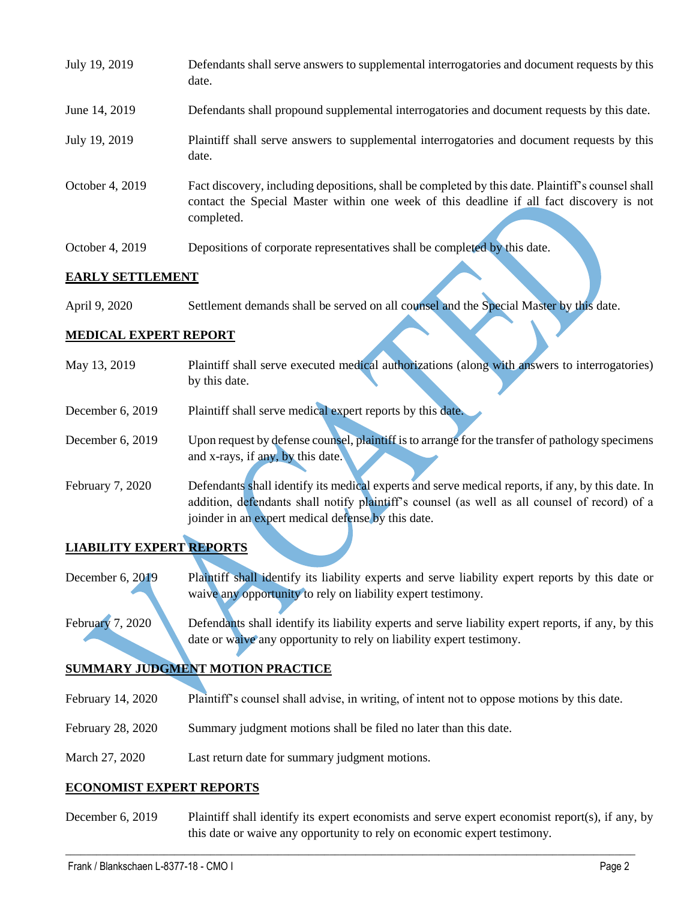| | |
|---|---|
| July 19, 2019 | Defendants shall serve answers to supplemental interrogatories and document requests by this date. |
| June 14, 2019 | Defendants shall propound supplemental interrogatories and document requests by this date. |
| July 19, 2019 | Plaintiff shall serve answers to supplemental interrogatories and document requests by this date. |
| October 4, 2019 | Fact discovery, including depositions, shall be completed by this date. Plaintiff's counsel shall contact the Special Master within one week of this deadline if all fact discovery is not completed. |
| October 4, 2019 | Depositions of corporate representatives shall be completed by this date. |

## EARLY SETTLEMENT

| | |
|---|---|
| April 9, 2020 | Settlement demands shall be served on all counsel and the Special Master by this date. |

## MEDICAL EXPERT REPORT

| | |
|---|---|
| May 13, 2019 | Plaintiff shall serve executed medical authorizations (along with answers to interrogatories) by this date. |
| December 6, 2019 | Plaintiff shall serve medical expert reports by this date. |
| December 6, 2019 | Upon request by defense counsel, plaintiff is to arrange for the transfer of pathology specimens and x-rays, if any, by this date. |
| February 7, 2020 | Defendants shall identify its medical experts and serve medical reports, if any, by this date. In addition, defendants shall notify plaintiff's counsel (as well as all counsel of record) of a joinder in an expert medical defense by this date. |

## LIABILITY EXPERT REPORTS

| | |
|---|---|
| December 6, 2019 | Plaintiff shall identify its liability experts and serve liability expert reports by this date or waive any opportunity to rely on liability expert testimony. |
| February 7, 2020 | Defendants shall identify its liability experts and serve liability expert reports, if any, by this date or waive any opportunity to rely on liability expert testimony. |

## SUMMARY JUDGMENT MOTION PRACTICE

| | |
|---|---|
| February 14, 2020 | Plaintiff's counsel shall advise, in writing, of intent not to oppose motions by this date. |
| February 28, 2020 | Summary judgment motions shall be filed no later than this date. |
| March 27, 2020 | Last return date for summary judgment motions. |

## ECONOMIST EXPERT REPORTS

| | |
|---|---|
| December 6, 2019 | Plaintiff shall identify its expert economists and serve expert economist report(s), if any, by this date or waive any opportunity to rely on economic expert testimony. |

VACATED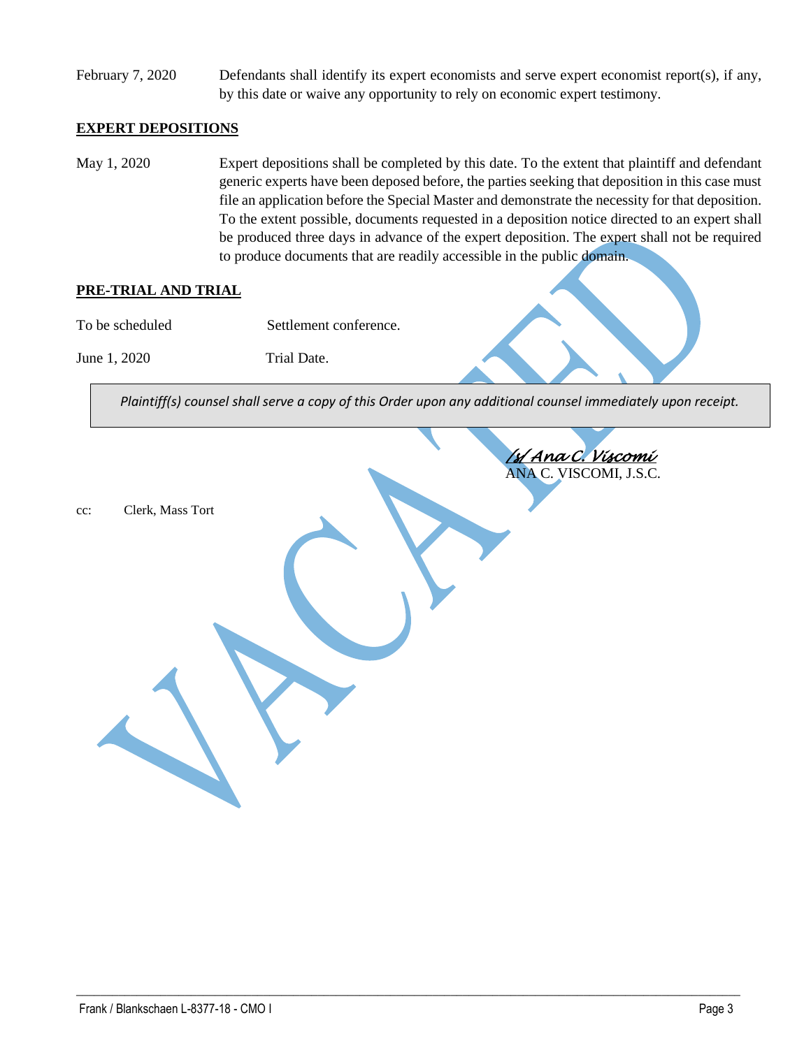February 7, 2020 Defendants shall identify its expert economists and serve expert economist report(s), if any, by this date or waive any opportunity to rely on economic expert testimony.

**EXPERT DEPOSITIONS**

May 1, 2020 Expert depositions shall be completed by this date. To the extent that plaintiff and defendant generic experts have been deposed before, the parties seeking that deposition in this case must file an application before the Special Master and demonstrate the necessity for that deposition. To the extent possible, documents requested in a deposition notice directed to an expert shall be produced three days in advance of the expert deposition. The expert shall not be required to produce documents that are readily accessible in the public domain.

**PRE-TRIAL AND TRIAL**

To be scheduled Settlement conference.

June 1, 2020 Trial Date.

*Plaintiff(s) counsel shall serve a copy of this Order upon any additional counsel immediately upon receipt.*

/s/ Ana C. Viscomi
ANA C. VISCOMI, J.S.C.

cc: Clerk, Mass Tort

VACATED